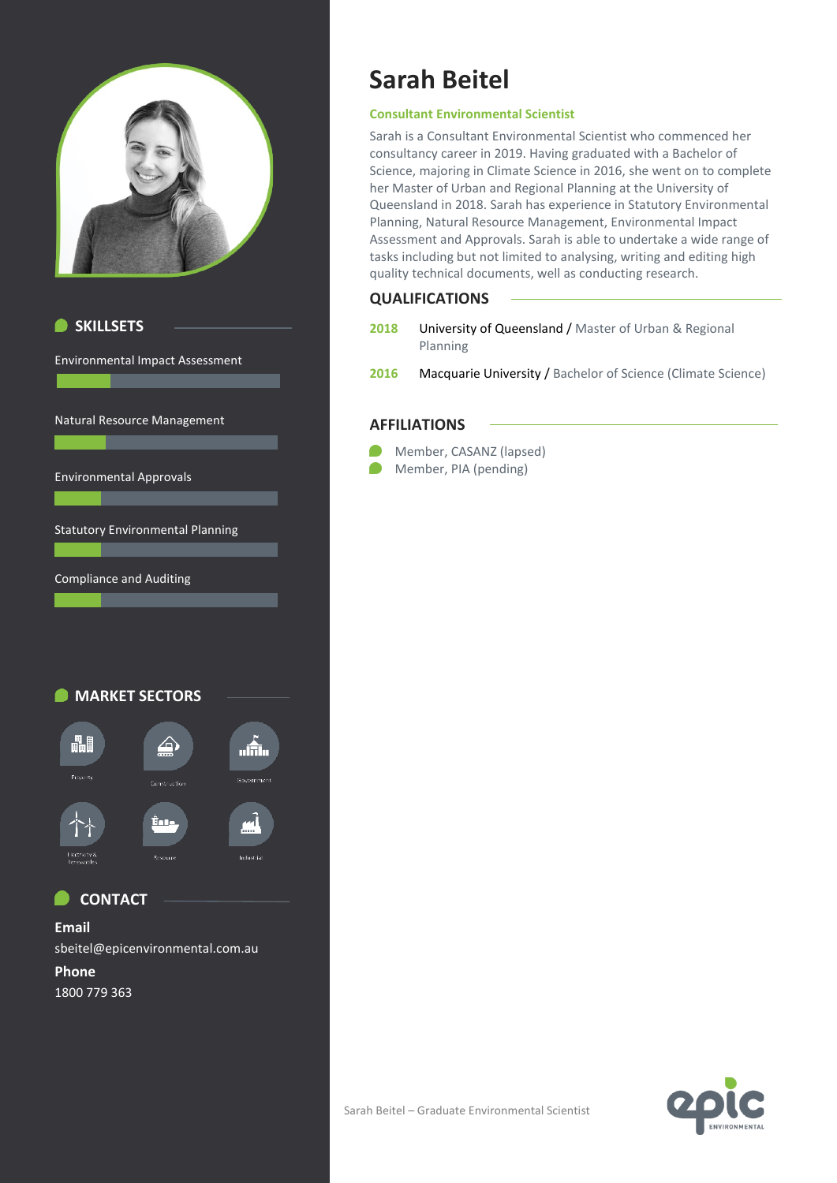# Sarah Beitel

**Consultant Environmental Scientist**

Sarah is a Consultant Environmental Scientist who commenced her consultancy career in 2019. Having graduated with a Bachelor of Science, majoring in Climate Science in 2016, she went on to complete her Master of Urban and Regional Planning at the University of Queensland in 2018. Sarah has experience in Statutory Environmental Planning, Natural Resource Management, Environmental Impact Assessment and Approvals. Sarah is able to undertake a wide range of tasks including but not limited to analysing, writing and editing high quality technical documents, well as conducting research.

## QUALIFICATIONS

**2018** University of Queensland / Master of Urban & Regional Planning

**2016** Macquarie University / Bachelor of Science (Climate Science)

## AFFILIATIONS

- Member, CASANZ (lapsed)
- Member, PIA (pending)

## SKILLSETS

- Environmental Impact Assessment
- Natural Resource Management
- Environmental Approvals
- Statutory Environmental Planning
- Compliance and Auditing

## MARKET SECTORS

- Property
- Construction
- Government
- Electricity & Renewables
- Resource
- Industrial

## CONTACT

**Email**

sbeitel@epicenvironmental.com.au

**Phone**

1800 779 363

Sarah Beitel – Graduate Environmental Scientist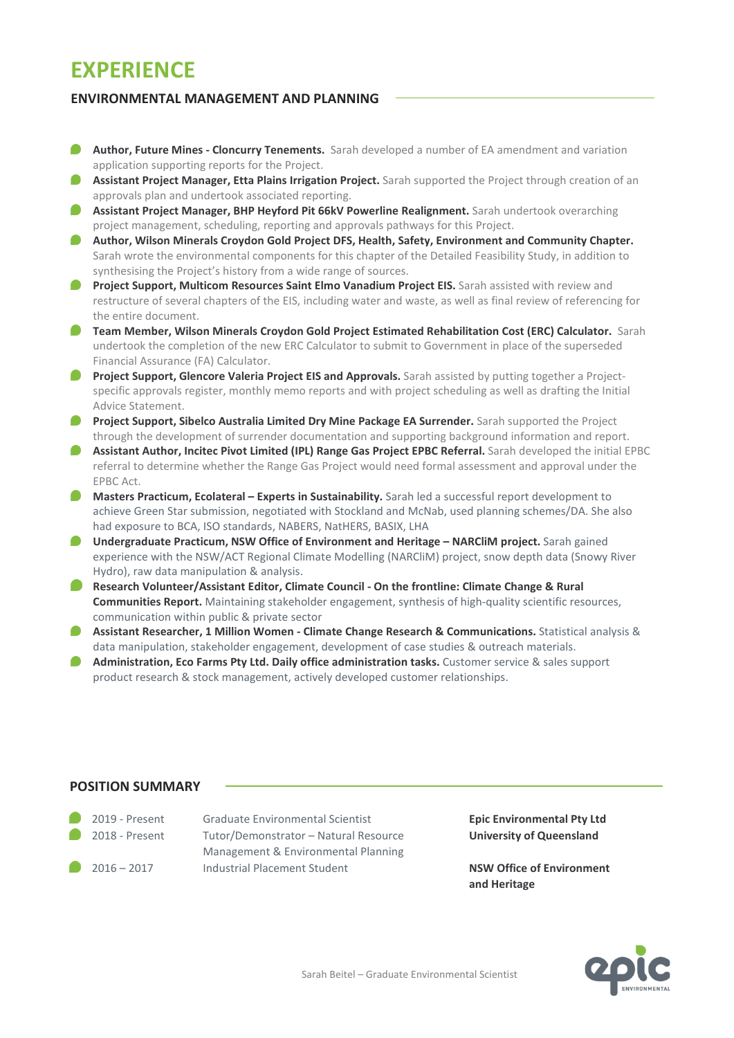# EXPERIENCE

## ENVIRONMENTAL MANAGEMENT AND PLANNING

- **Author, Future Mines - Cloncurry Tenements.** Sarah developed a number of EA amendment and variation application supporting reports for the Project.
- **Assistant Project Manager, Etta Plains Irrigation Project.** Sarah supported the Project through creation of an approvals plan and undertook associated reporting.
- **Assistant Project Manager, BHP Heyford Pit 66kV Powerline Realignment.** Sarah undertook overarching project management, scheduling, reporting and approvals pathways for this Project.
- **Author, Wilson Minerals Croydon Gold Project DFS, Health, Safety, Environment and Community Chapter.** Sarah wrote the environmental components for this chapter of the Detailed Feasibility Study, in addition to synthesising the Project's history from a wide range of sources.
- **Project Support, Multicom Resources Saint Elmo Vanadium Project EIS.** Sarah assisted with review and restructure of several chapters of the EIS, including water and waste, as well as final review of referencing for the entire document.
- **Team Member, Wilson Minerals Croydon Gold Project Estimated Rehabilitation Cost (ERC) Calculator.** Sarah undertook the completion of the new ERC Calculator to submit to Government in place of the superseded Financial Assurance (FA) Calculator.
- **Project Support, Glencore Valeria Project EIS and Approvals.** Sarah assisted by putting together a Project-specific approvals register, monthly memo reports and with project scheduling as well as drafting the Initial Advice Statement.
- **Project Support, Sibelco Australia Limited Dry Mine Package EA Surrender.** Sarah supported the Project through the development of surrender documentation and supporting background information and report.
- **Assistant Author, Incitec Pivot Limited (IPL) Range Gas Project EPBC Referral.** Sarah developed the initial EPBC referral to determine whether the Range Gas Project would need formal assessment and approval under the EPBC Act.
- **Masters Practicum, Ecolateral – Experts in Sustainability.** Sarah led a successful report development to achieve Green Star submission, negotiated with Stockland and McNab, used planning schemes/DA. She also had exposure to BCA, ISO standards, NABERS, NatHERS, BASIX, LHA
- **Undergraduate Practicum, NSW Office of Environment and Heritage – NARCliM project.** Sarah gained experience with the NSW/ACT Regional Climate Modelling (NARCliM) project, snow depth data (Snowy River Hydro), raw data manipulation & analysis.
- **Research Volunteer/Assistant Editor, Climate Council - On the frontline: Climate Change & Rural Communities Report.** Maintaining stakeholder engagement, synthesis of high-quality scientific resources, communication within public & private sector
- **Assistant Researcher, 1 Million Women - Climate Change Research & Communications.** Statistical analysis & data manipulation, stakeholder engagement, development of case studies & outreach materials.
- **Administration, Eco Farms Pty Ltd. Daily office administration tasks.** Customer service & sales support product research & stock management, actively developed customer relationships.

## POSITION SUMMARY

| | | |
|---|---|---|
| 2019 - Present | Graduate Environmental Scientist | **Epic Environmental Pty Ltd** |
| 2018 - Present | Tutor/Demonstrator – Natural Resource Management & Environmental Planning | **University of Queensland** |
| 2016 – 2017 | Industrial Placement Student | **NSW Office of Environment and Heritage** |